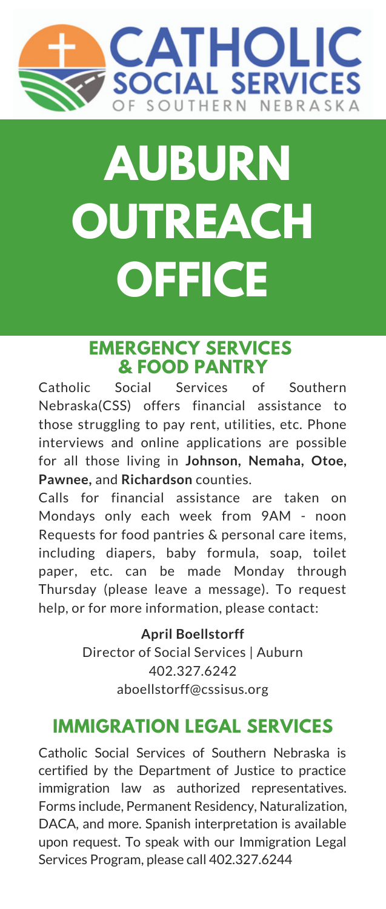# CATHOLIC SOCIAL SERVICES
OF SOUTHERN NEBRASKA

# AUBURN OUTREACH OFFICE

## EMERGENCY SERVICES & FOOD PANTRY

Catholic Social Services of Southern Nebraska(CSS) offers financial assistance to those struggling to pay rent, utilities, etc. Phone interviews and online applications are possible for all those living in **Johnson, Nemaha, Otoe, Pawnee,** and **Richardson** counties.

Calls for financial assistance are taken on Mondays only each week from 9AM - noon Requests for food pantries & personal care items, including diapers, baby formula, soap, toilet paper, etc. can be made Monday through Thursday (please leave a message). To request help, or for more information, please contact:

**April Boellstorff**
Director of Social Services | Auburn
402.327.6242
aboellstorff@cssisus.org

## IMMIGRATION LEGAL SERVICES

Catholic Social Services of Southern Nebraska is certified by the Department of Justice to practice immigration law as authorized representatives. Forms include, Permanent Residency, Naturalization, DACA, and more. Spanish interpretation is available upon request. To speak with our Immigration Legal Services Program, please call 402.327.6244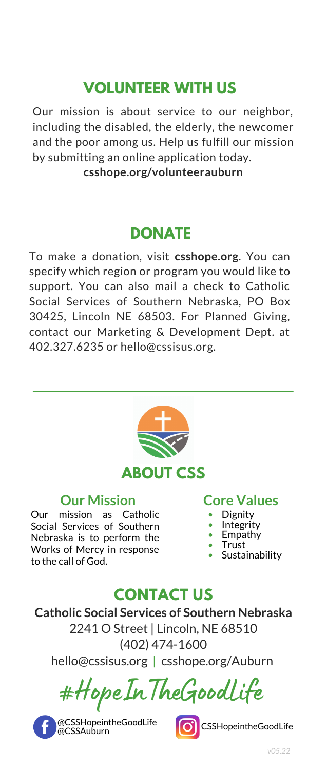## VOLUNTEER WITH US

Our mission is about service to our neighbor, including the disabled, the elderly, the newcomer and the poor among us. Help us fulfill our mission by submitting an online application today.

**csshope.org/volunteerauburn**

## DONATE

To make a donation, visit **csshope.org**. You can specify which region or program you would like to support. You can also mail a check to Catholic Social Services of Southern Nebraska, PO Box 30425, Lincoln NE 68503. For Planned Giving, contact our Marketing & Development Dept. at 402.327.6235 or hello@cssisus.org.

---

## ABOUT CSS

### Our Mission

Our mission as Catholic Social Services of Southern Nebraska is to perform the Works of Mercy in response to the call of God.

### Core Values

- Dignity
- Integrity
- Empathy
- Trust
- Sustainability

## CONTACT US

**Catholic Social Services of Southern Nebraska**

2241 O Street | Lincoln, NE 68510

(402) 474-1600

hello@cssisus.org | csshope.org/Auburn

#HopeInTheGoodLife

@CSSHopeintheGoodLife
@CSSAuburn

CSSHopeintheGoodLife

*v05.22*